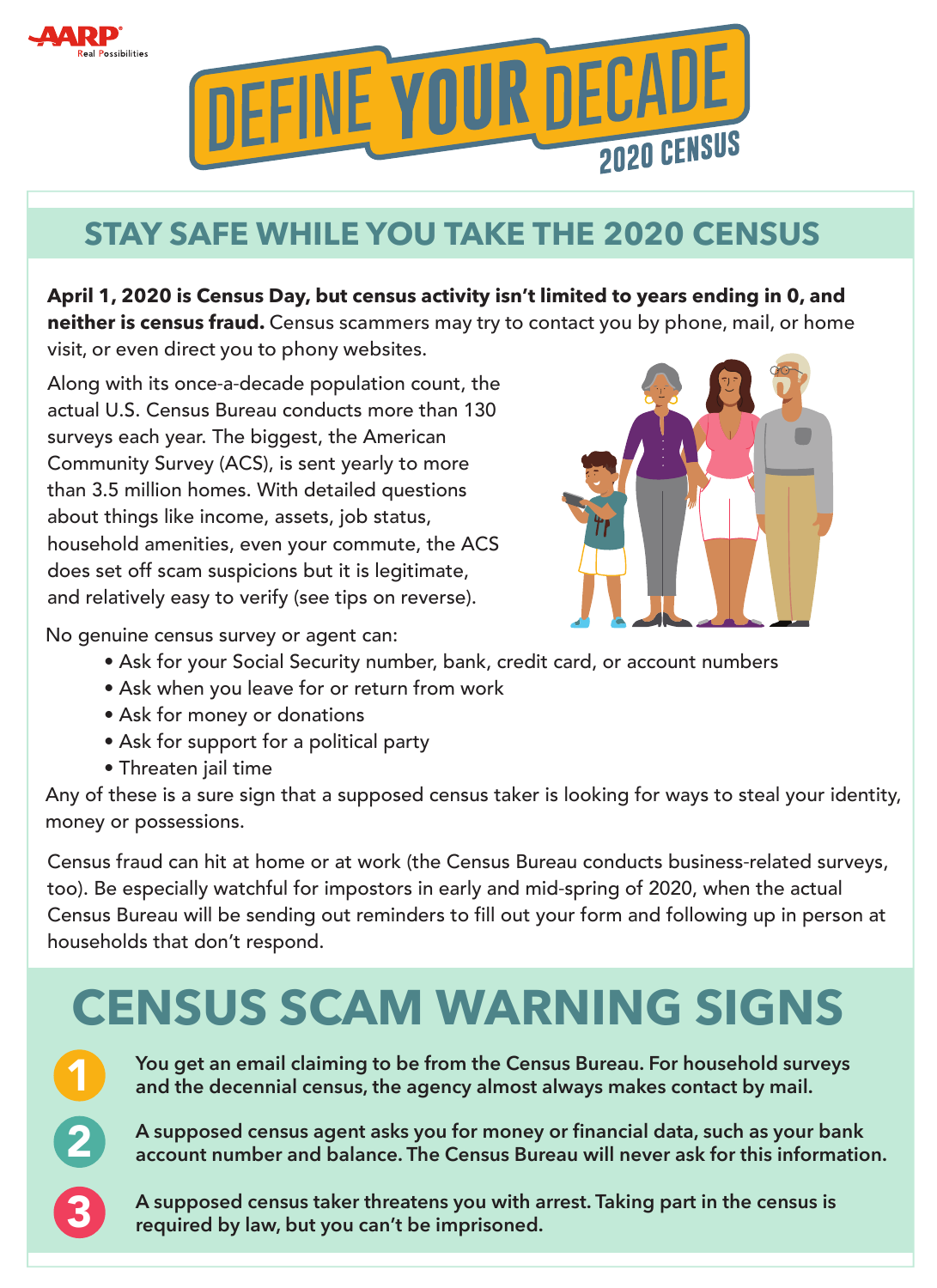AARP Real Possibilities

# DEFINE YOUR DECADE 2020 CENSUS

## STAY SAFE WHILE YOU TAKE THE 2020 CENSUS

**April 1, 2020 is Census Day, but census activity isn't limited to years ending in 0, and neither is census fraud.** Census scammers may try to contact you by phone, mail, or home visit, or even direct you to phony websites.

Along with its once-a-decade population count, the actual U.S. Census Bureau conducts more than 130 surveys each year. The biggest, the American Community Survey (ACS), is sent yearly to more than 3.5 million homes. With detailed questions about things like income, assets, job status, household amenities, even your commute, the ACS does set off scam suspicions but it is legitimate, and relatively easy to verify (see tips on reverse).

No genuine census survey or agent can:

- Ask for your Social Security number, bank, credit card, or account numbers
- Ask when you leave for or return from work
- Ask for money or donations
- Ask for support for a political party
- Threaten jail time

Any of these is a sure sign that a supposed census taker is looking for ways to steal your identity, money or possessions.

Census fraud can hit at home or at work (the Census Bureau conducts business-related surveys, too). Be especially watchful for impostors in early and mid-spring of 2020, when the actual Census Bureau will be sending out reminders to fill out your form and following up in person at households that don't respond.

## CENSUS SCAM WARNING SIGNS

1. **You get an email claiming to be from the Census Bureau. For household surveys and the decennial census, the agency almost always makes contact by mail.**
2. **A supposed census agent asks you for money or financial data, such as your bank account number and balance. The Census Bureau will never ask for this information.**
3. **A supposed census taker threatens you with arrest. Taking part in the census is required by law, but you can't be imprisoned.**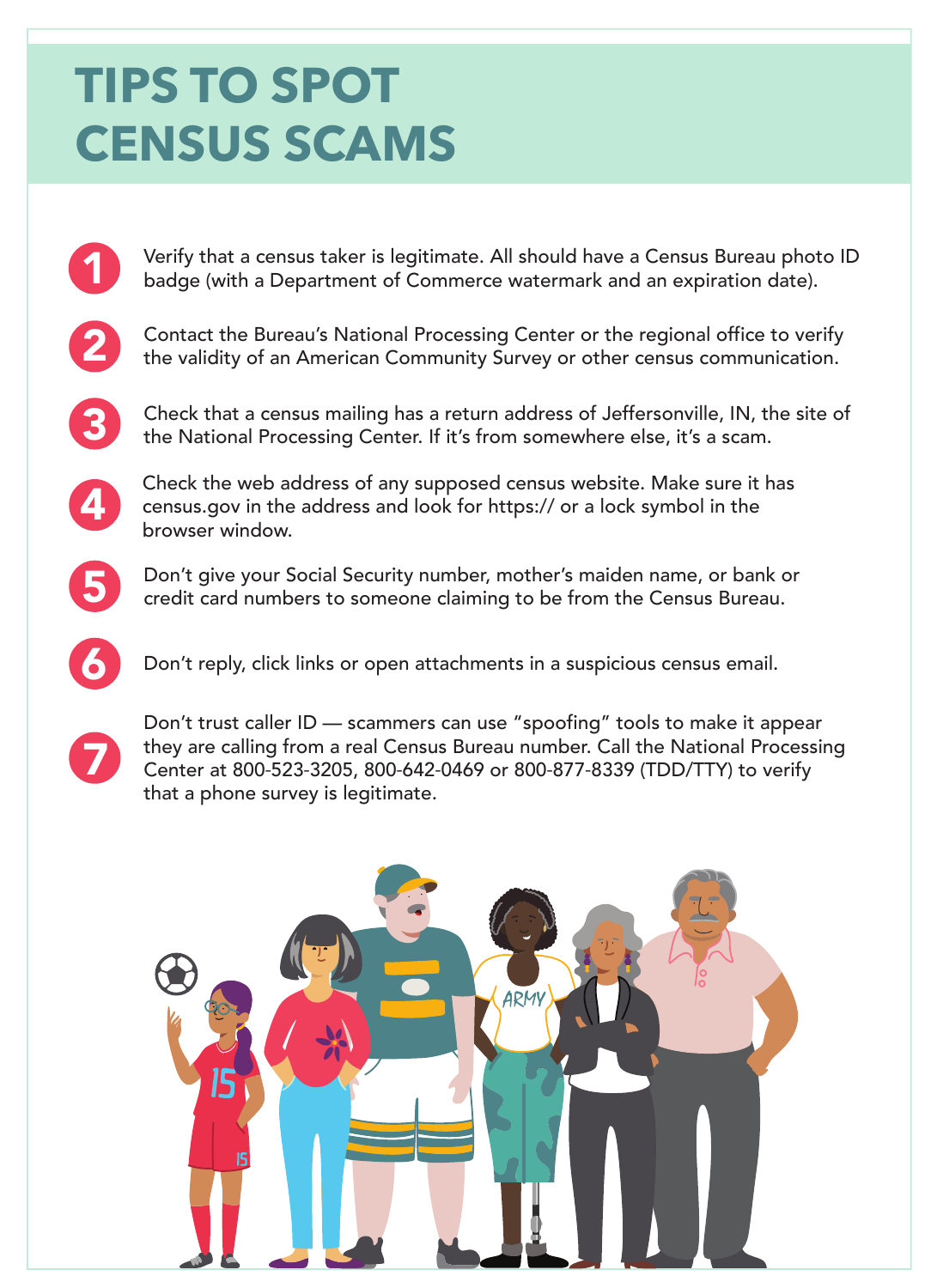# TIPS TO SPOT CENSUS SCAMS

1. Verify that a census taker is legitimate. All should have a Census Bureau photo ID badge (with a Department of Commerce watermark and an expiration date).
2. Contact the Bureau's National Processing Center or the regional office to verify the validity of an American Community Survey or other census communication.
3. Check that a census mailing has a return address of Jeffersonville, IN, the site of the National Processing Center. If it's from somewhere else, it's a scam.
4. Check the web address of any supposed census website. Make sure it has census.gov in the address and look for https:// or a lock symbol in the browser window.
5. Don't give your Social Security number, mother's maiden name, or bank or credit card numbers to someone claiming to be from the Census Bureau.
6. Don't reply, click links or open attachments in a suspicious census email.
7. Don't trust caller ID — scammers can use "spoofing" tools to make it appear they are calling from a real Census Bureau number. Call the National Processing Center at 800-523-3205, 800-642-0469 or 800-877-8339 (TDD/TTY) to verify that a phone survey is legitimate.